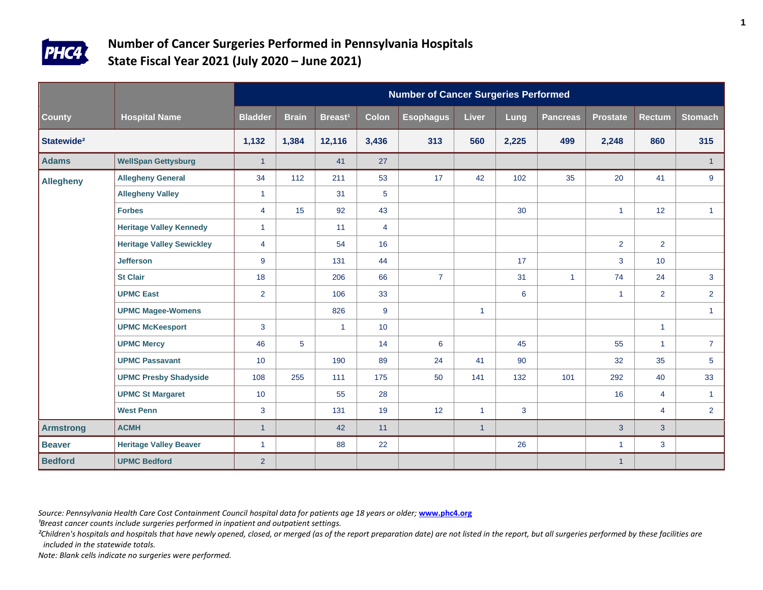# Number of Cancer Surgeries Performed in Pennsylvania Hospitals
## State Fiscal Year 2021 (July 2020 – June 2021)

| County | Hospital Name | Number of Cancer Surgeries Performed | | | | | | | | | | |
|---|---|---|---|---|---|---|---|---|---|---|---|---|
| | | Bladder | Brain | Breast[1] | Colon | Esophagus | Liver | Lung | Pancreas | Prostate | Rectum | Stomach |
| **Statewide[2]** | | **1,132** | **1,384** | **12,116** | **3,436** | **313** | **560** | **2,225** | **499** | **2,248** | **860** | **315** |
| **Adams** | **WellSpan Gettysburg** | 1 | | 41 | 27 | | | | | | | 1 |
| **Allegheny** | **Allegheny General** | 34 | 112 | 211 | 53 | 17 | 42 | 102 | 35 | 20 | 41 | 9 |
| | **Allegheny Valley** | 1 | | 31 | 5 | | | | | | | |
| | **Forbes** | 4 | 15 | 92 | 43 | | | 30 | | 1 | 12 | 1 |
| | **Heritage Valley Kennedy** | 1 | | 11 | 4 | | | | | | | |
| | **Heritage Valley Sewickley** | 4 | | 54 | 16 | | | | | 2 | 2 | |
| | **Jefferson** | 9 | | 131 | 44 | | | 17 | | 3 | 10 | |
| | **St Clair** | 18 | | 206 | 66 | 7 | | 31 | 1 | 74 | 24 | 3 |
| | **UPMC East** | 2 | | 106 | 33 | | | 6 | | 1 | 2 | 2 |
| | **UPMC Magee-Womens** | | | 826 | 9 | | 1 | | | | | 1 |
| | **UPMC McKeesport** | 3 | | 1 | 10 | | | | | | 1 | |
| | **UPMC Mercy** | 46 | 5 | | 14 | 6 | | 45 | | 55 | 1 | 7 |
| | **UPMC Passavant** | 10 | | 190 | 89 | 24 | 41 | 90 | | 32 | 35 | 5 |
| | **UPMC Presby Shadyside** | 108 | 255 | 111 | 175 | 50 | 141 | 132 | 101 | 292 | 40 | 33 |
| | **UPMC St Margaret** | 10 | | 55 | 28 | | | | | 16 | 4 | 1 |
| | **West Penn** | 3 | | 131 | 19 | 12 | 1 | 3 | | | 4 | 2 |
| **Armstrong** | **ACMH** | 1 | | 42 | 11 | | 1 | | | 3 | 3 | |
| **Beaver** | **Heritage Valley Beaver** | 1 | | 88 | 22 | | | 26 | | 1 | 3 | |
| **Bedford** | **UPMC Bedford** | 2 | | | | | | | | 1 | | |

*Source: Pennsylvania Health Care Cost Containment Council hospital data for patients age 18 years or older;* **www.phc4.org**

*[1]Breast cancer counts include surgeries performed in inpatient and outpatient settings.*

*[2]Children's hospitals and hospitals that have newly opened, closed, or merged (as of the report preparation date) are not listed in the report, but all surgeries performed by these facilities are included in the statewide totals.*

*Note: Blank cells indicate no surgeries were performed.*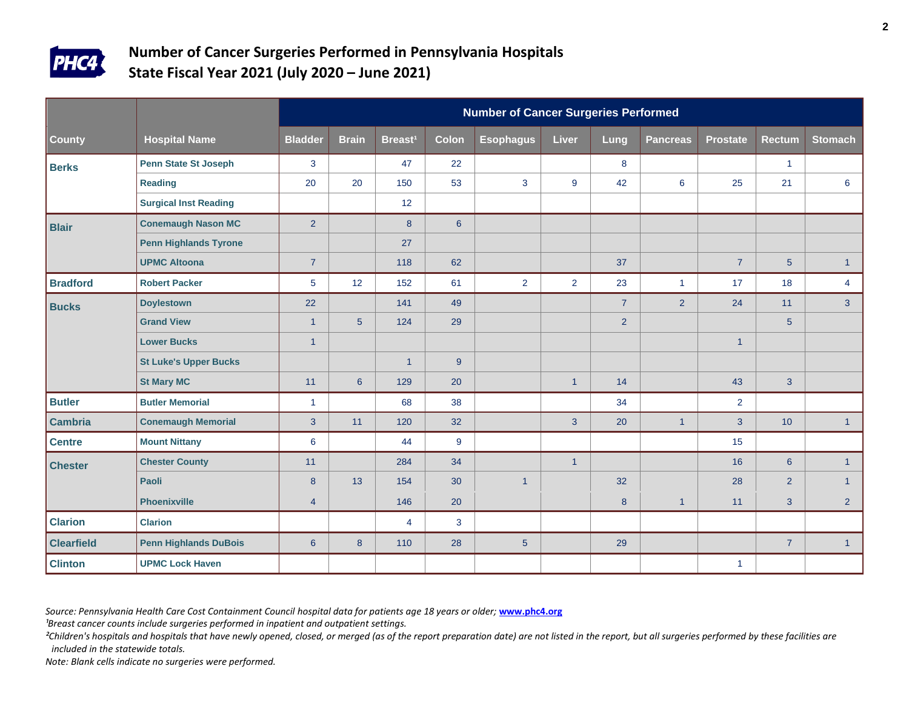## Number of Cancer Surgeries Performed in Pennsylvania Hospitals
## State Fiscal Year 2021 (July 2020 – June 2021)

| County | Hospital Name | Number of Cancer Surgeries Performed | | | | | | | | | | |
|---|---|---|---|---|---|---|---|---|---|---|---|---|
| | | Bladder | Brain | Breast[1] | Colon | Esophagus | Liver | Lung | Pancreas | Prostate | Rectum | Stomach |
| Berks | Penn State St Joseph | 3 | | 47 | 22 | | | 8 | | | 1 | |
| | Reading | 20 | 20 | 150 | 53 | 3 | 9 | 42 | 6 | 25 | 21 | 6 |
| | Surgical Inst Reading | | | 12 | | | | | | | | |
| Blair | Conemaugh Nason MC | 2 | | 8 | 6 | | | | | | | |
| | Penn Highlands Tyrone | | | 27 | | | | | | | | |
| | UPMC Altoona | 7 | | 118 | 62 | | | 37 | | 7 | 5 | 1 |
| Bradford | Robert Packer | 5 | 12 | 152 | 61 | 2 | 2 | 23 | 1 | 17 | 18 | 4 |
| Bucks | Doylestown | 22 | | 141 | 49 | | | 7 | 2 | 24 | 11 | 3 |
| | Grand View | 1 | 5 | 124 | 29 | | | 2 | | | 5 | |
| | Lower Bucks | 1 | | | | | | | | 1 | | |
| | St Luke's Upper Bucks | | | 1 | 9 | | | | | | | |
| | St Mary MC | 11 | 6 | 129 | 20 | | 1 | 14 | | 43 | 3 | |
| Butler | Butler Memorial | 1 | | 68 | 38 | | | 34 | | 2 | | |
| Cambria | Conemaugh Memorial | 3 | 11 | 120 | 32 | | 3 | 20 | 1 | 3 | 10 | 1 |
| Centre | Mount Nittany | 6 | | 44 | 9 | | | | | 15 | | |
| Chester | Chester County | 11 | | 284 | 34 | | 1 | | | 16 | 6 | 1 |
| | Paoli | 8 | 13 | 154 | 30 | 1 | | 32 | | 28 | 2 | 1 |
| | Phoenixville | 4 | | 146 | 20 | | | 8 | 1 | 11 | 3 | 2 |
| Clarion | Clarion | | | 4 | 3 | | | | | | | |
| Clearfield | Penn Highlands DuBois | 6 | 8 | 110 | 28 | 5 | | 29 | | | 7 | 1 |
| Clinton | UPMC Lock Haven | | | | | | | | | 1 | | |

*Source: Pennsylvania Health Care Cost Containment Council hospital data for patients age 18 years or older;* **www.phc4.org**

*[1]Breast cancer counts include surgeries performed in inpatient and outpatient settings.*

*[2]Children's hospitals and hospitals that have newly opened, closed, or merged (as of the report preparation date) are not listed in the report, but all surgeries performed by these facilities are included in the statewide totals.*

*Note: Blank cells indicate no surgeries were performed.*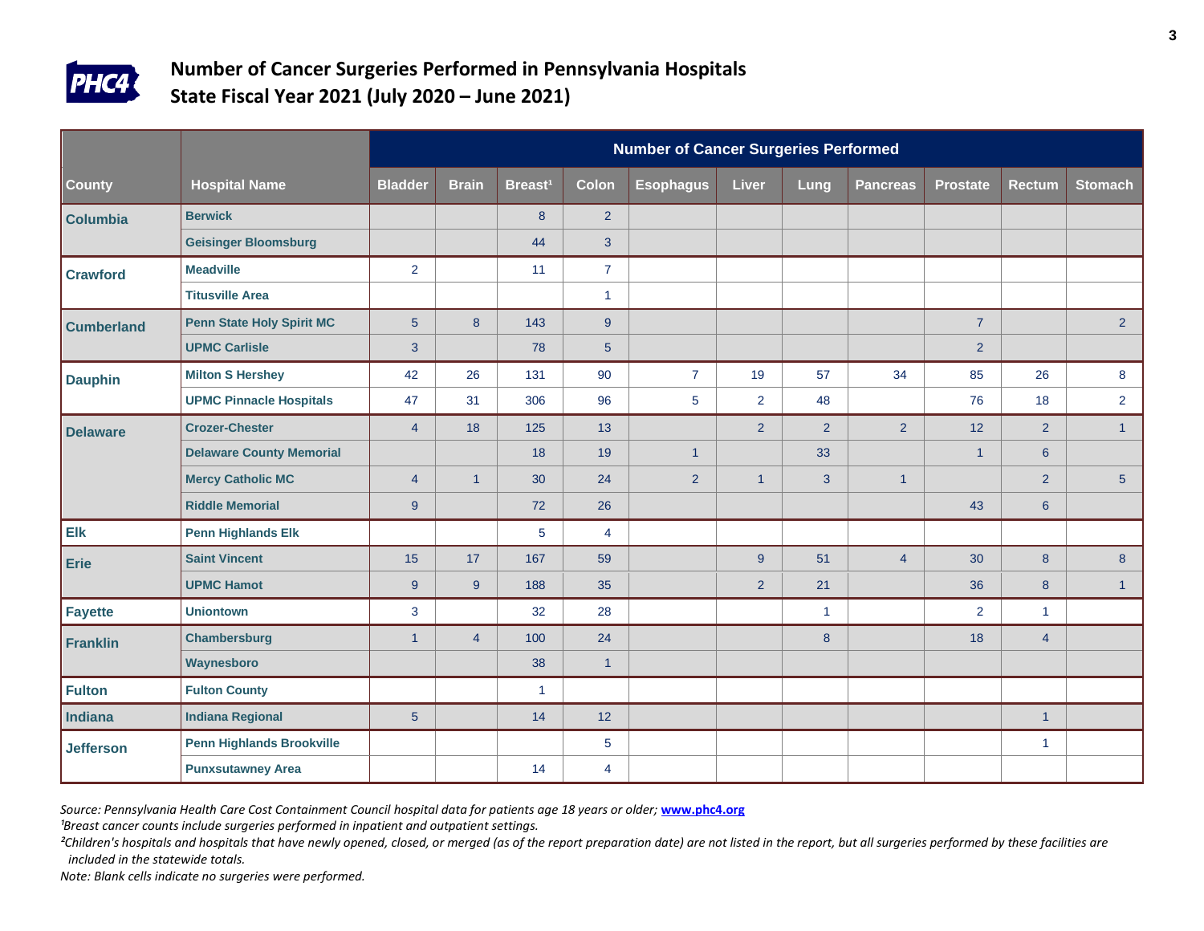## Number of Cancer Surgeries Performed in Pennsylvania Hospitals
## State Fiscal Year 2021 (July 2020 – June 2021)

| | | Number of Cancer Surgeries Performed | | | | | | | | | | |
|---|---|---|---|---|---|---|---|---|---|---|---|---|
| County | Hospital Name | Bladder | Brain | Breast[1] | Colon | Esophagus | Liver | Lung | Pancreas | Prostate | Rectum | Stomach |
| Columbia | Berwick | | | 8 | 2 | | | | | | | |
| | Geisinger Bloomsburg | | | 44 | 3 | | | | | | | |
| Crawford | Meadville | 2 | | 11 | 7 | | | | | | | |
| | Titusville Area | | | | 1 | | | | | | | |
| Cumberland | Penn State Holy Spirit MC | 5 | 8 | 143 | 9 | | | | | 7 | | 2 |
| | UPMC Carlisle | 3 | | 78 | 5 | | | | | 2 | | |
| Dauphin | Milton S Hershey | 42 | 26 | 131 | 90 | 7 | 19 | 57 | 34 | 85 | 26 | 8 |
| | UPMC Pinnacle Hospitals | 47 | 31 | 306 | 96 | 5 | 2 | 48 | | 76 | 18 | 2 |
| Delaware | Crozer-Chester | 4 | 18 | 125 | 13 | | 2 | 2 | 2 | 12 | 2 | 1 |
| | Delaware County Memorial | | | 18 | 19 | 1 | | 33 | | 1 | 6 | |
| | Mercy Catholic MC | 4 | 1 | 30 | 24 | 2 | 1 | 3 | 1 | | 2 | 5 |
| | Riddle Memorial | 9 | | 72 | 26 | | | | | 43 | 6 | |
| Elk | Penn Highlands Elk | | | 5 | 4 | | | | | | | |
| Erie | Saint Vincent | 15 | 17 | 167 | 59 | | 9 | 51 | 4 | 30 | 8 | 8 |
| | UPMC Hamot | 9 | 9 | 188 | 35 | | 2 | 21 | | 36 | 8 | 1 |
| Fayette | Uniontown | 3 | | 32 | 28 | | | 1 | | 2 | 1 | |
| Franklin | Chambersburg | 1 | 4 | 100 | 24 | | | 8 | | 18 | 4 | |
| | Waynesboro | | | 38 | 1 | | | | | | | |
| Fulton | Fulton County | | | 1 | | | | | | | | |
| Indiana | Indiana Regional | 5 | | 14 | 12 | | | | | | 1 | |
| Jefferson | Penn Highlands Brookville | | | | 5 | | | | | | 1 | |
| | Punxsutawney Area | | | 14 | 4 | | | | | | | |

*Source: Pennsylvania Health Care Cost Containment Council hospital data for patients age 18 years or older;* **www.phc4.org**

*[1]Breast cancer counts include surgeries performed in inpatient and outpatient settings.*

*[2]Children's hospitals and hospitals that have newly opened, closed, or merged (as of the report preparation date) are not listed in the report, but all surgeries performed by these facilities are included in the statewide totals.*

*Note: Blank cells indicate no surgeries were performed.*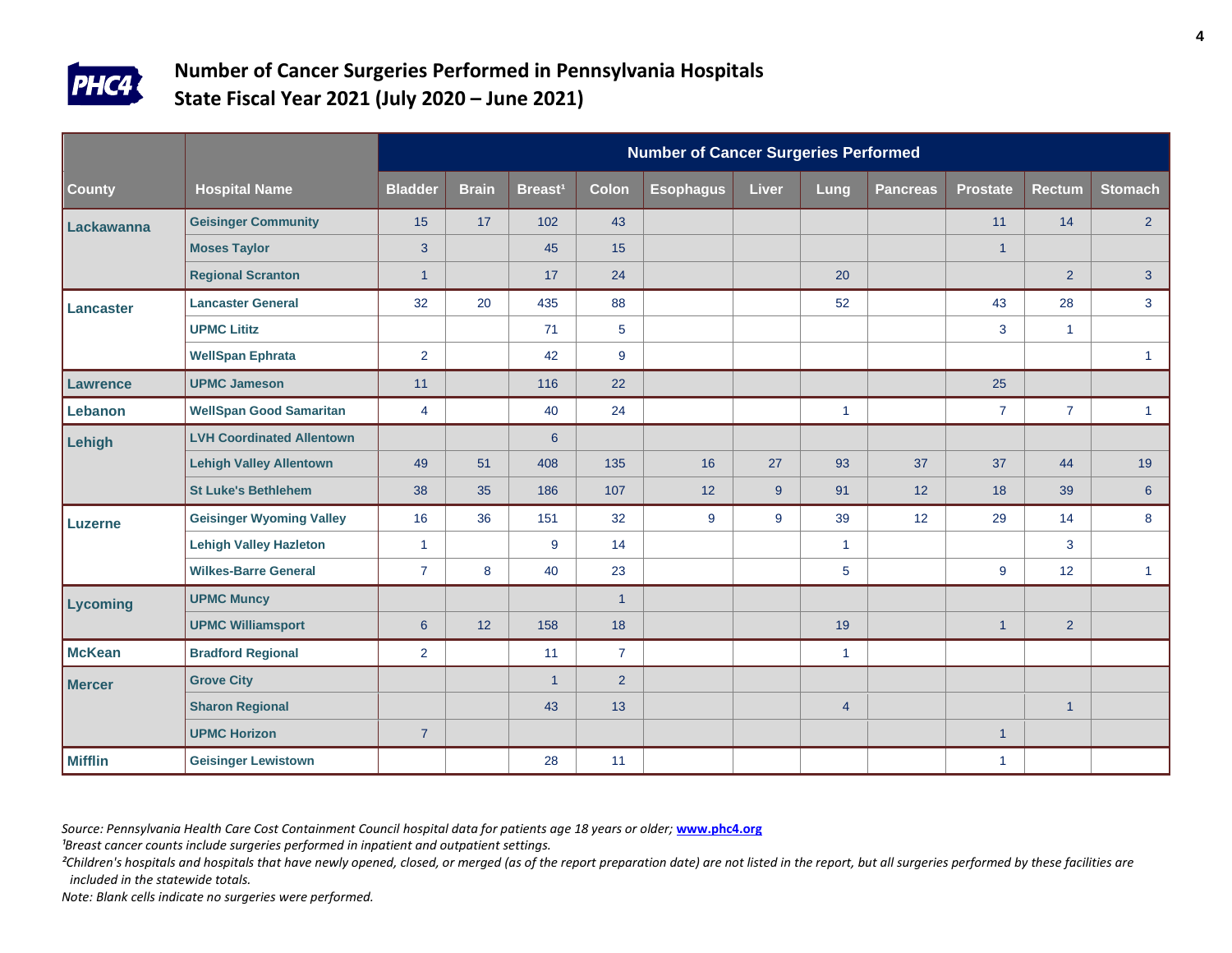# Number of Cancer Surgeries Performed in Pennsylvania Hospitals
## State Fiscal Year 2021 (July 2020 – June 2021)

| | | Number of Cancer Surgeries Performed | | | | | | | | | | |
|---|---|---|---|---|---|---|---|---|---|---|---|---|
| County | Hospital Name | Bladder | Brain | Breast[1] | Colon | Esophagus | Liver | Lung | Pancreas | Prostate | Rectum | Stomach |
| Lackawanna | Geisinger Community | 15 | 17 | 102 | 43 | | | | | 11 | 14 | 2 |
| | Moses Taylor | 3 | | 45 | 15 | | | | | 1 | | |
| | Regional Scranton | 1 | | 17 | 24 | | | 20 | | | 2 | 3 |
| Lancaster | Lancaster General | 32 | 20 | 435 | 88 | | | 52 | | 43 | 28 | 3 |
| | UPMC Lititz | | | 71 | 5 | | | | | 3 | 1 | |
| | WellSpan Ephrata | 2 | | 42 | 9 | | | | | | | 1 |
| Lawrence | UPMC Jameson | 11 | | 116 | 22 | | | | | 25 | | |
| Lebanon | WellSpan Good Samaritan | 4 | | 40 | 24 | | | 1 | | 7 | 7 | 1 |
| Lehigh | LVH Coordinated Allentown | | | 6 | | | | | | | | |
| | Lehigh Valley Allentown | 49 | 51 | 408 | 135 | 16 | 27 | 93 | 37 | 37 | 44 | 19 |
| | St Luke's Bethlehem | 38 | 35 | 186 | 107 | 12 | 9 | 91 | 12 | 18 | 39 | 6 |
| Luzerne | Geisinger Wyoming Valley | 16 | 36 | 151 | 32 | 9 | 9 | 39 | 12 | 29 | 14 | 8 |
| | Lehigh Valley Hazleton | 1 | | 9 | 14 | | | 1 | | | 3 | |
| | Wilkes-Barre General | 7 | 8 | 40 | 23 | | | 5 | | 9 | 12 | 1 |
| Lycoming | UPMC Muncy | | | | 1 | | | | | | | |
| | UPMC Williamsport | 6 | 12 | 158 | 18 | | | 19 | | 1 | 2 | |
| McKean | Bradford Regional | 2 | | 11 | 7 | | | 1 | | | | |
| Mercer | Grove City | | | 1 | 2 | | | | | | | |
| | Sharon Regional | | | 43 | 13 | | | 4 | | | 1 | |
| | UPMC Horizon | 7 | | | | | | | | 1 | | |
| Mifflin | Geisinger Lewistown | | | 28 | 11 | | | | | 1 | | |

*Source: Pennsylvania Health Care Cost Containment Council hospital data for patients age 18 years or older;* **www.phc4.org**

*[1]Breast cancer counts include surgeries performed in inpatient and outpatient settings.*

*[2]Children's hospitals and hospitals that have newly opened, closed, or merged (as of the report preparation date) are not listed in the report, but all surgeries performed by these facilities are included in the statewide totals.*

*Note: Blank cells indicate no surgeries were performed.*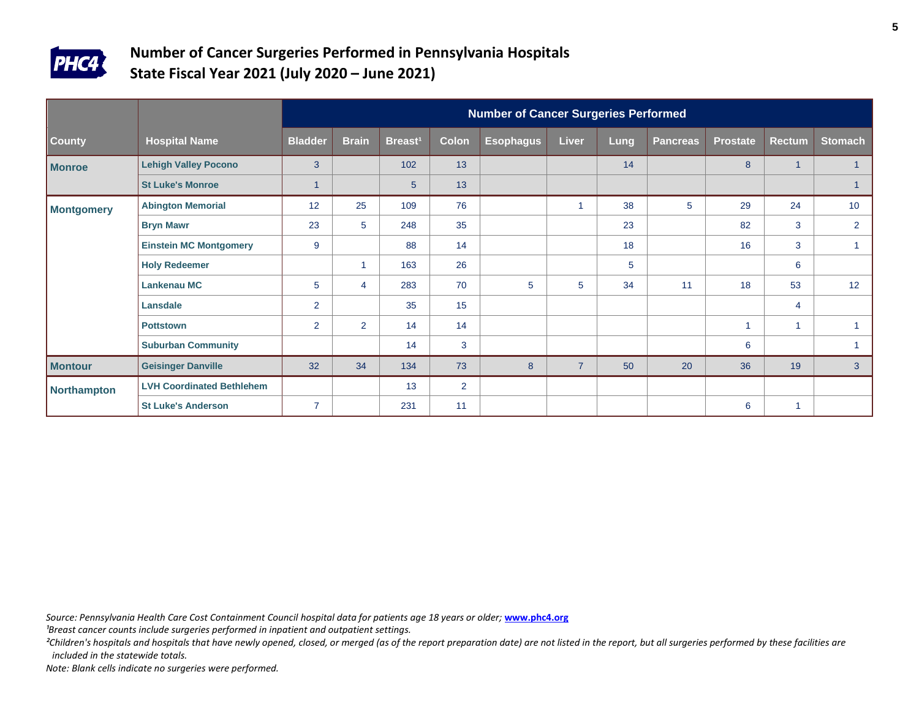# Number of Cancer Surgeries Performed in Pennsylvania Hospitals
## State Fiscal Year 2021 (July 2020 – June 2021)

| County | Hospital Name | Number of Cancer Surgeries Performed | | | | | | | | | | |
|---|---|---|---|---|---|---|---|---|---|---|---|---|
| | | Bladder | Brain | Breast[1] | Colon | Esophagus | Liver | Lung | Pancreas | Prostate | Rectum | Stomach |
| Monroe | Lehigh Valley Pocono | 3 | | 102 | 13 | | | 14 | | 8 | 1 | 1 |
| | St Luke's Monroe | 1 | | 5 | 13 | | | | | | | 1 |
| Montgomery | Abington Memorial | 12 | 25 | 109 | 76 | | 1 | 38 | 5 | 29 | 24 | 10 |
| | Bryn Mawr | 23 | 5 | 248 | 35 | | | 23 | | 82 | 3 | 2 |
| | Einstein MC Montgomery | 9 | | 88 | 14 | | | 18 | | 16 | 3 | 1 |
| | Holy Redeemer | | 1 | 163 | 26 | | | 5 | | | 6 | |
| | Lankenau MC | 5 | 4 | 283 | 70 | 5 | 5 | 34 | 11 | 18 | 53 | 12 |
| | Lansdale | 2 | | 35 | 15 | | | | | | 4 | |
| | Pottstown | 2 | 2 | 14 | 14 | | | | | 1 | 1 | 1 |
| | Suburban Community | | | 14 | 3 | | | | | 6 | | 1 |
| Montour | Geisinger Danville | 32 | 34 | 134 | 73 | 8 | 7 | 50 | 20 | 36 | 19 | 3 |
| Northampton | LVH Coordinated Bethlehem | | | 13 | 2 | | | | | | | |
| | St Luke's Anderson | 7 | | 231 | 11 | | | | | 6 | 1 | |

*Source: Pennsylvania Health Care Cost Containment Council hospital data for patients age 18 years or older;* **www.phc4.org**

*[1]Breast cancer counts include surgeries performed in inpatient and outpatient settings.*

*[2]Children's hospitals and hospitals that have newly opened, closed, or merged (as of the report preparation date) are not listed in the report, but all surgeries performed by these facilities are included in the statewide totals.*

*Note: Blank cells indicate no surgeries were performed.*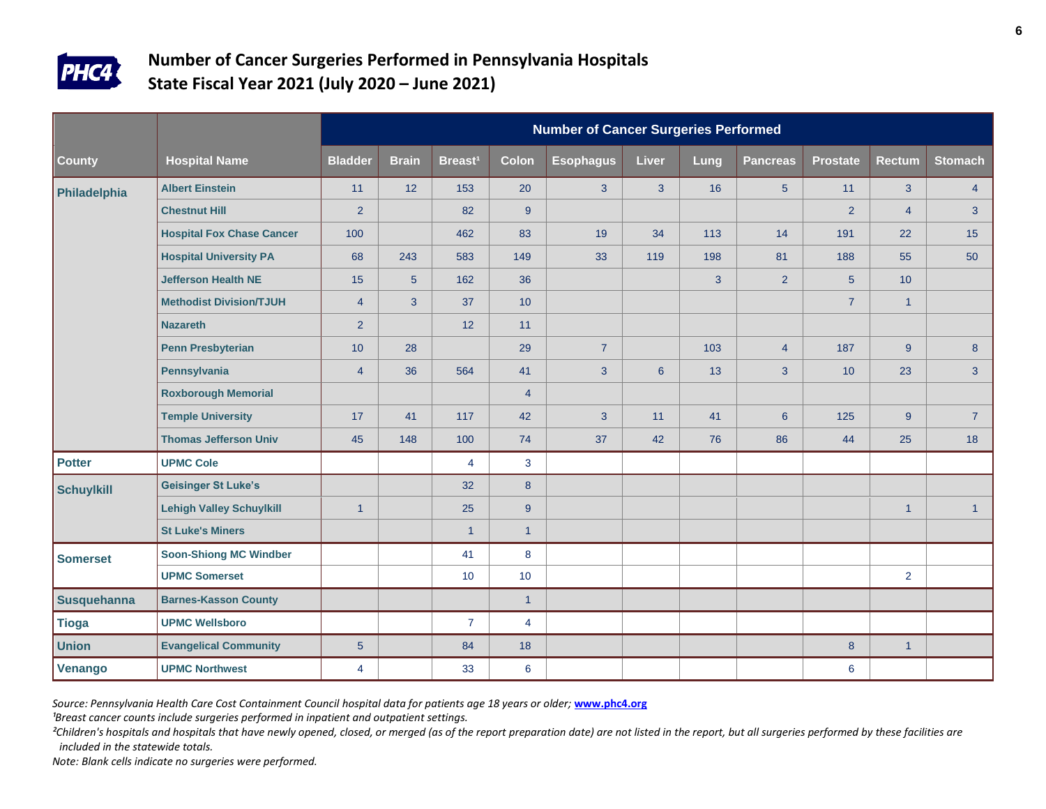## Number of Cancer Surgeries Performed in Pennsylvania Hospitals
## State Fiscal Year 2021 (July 2020 – June 2021)

| | | Number of Cancer Surgeries Performed | | | | | | | | | | |
|---|---|---|---|---|---|---|---|---|---|---|---|---|
| County | Hospital Name | Bladder | Brain | Breast[1] | Colon | Esophagus | Liver | Lung | Pancreas | Prostate | Rectum | Stomach |
| Philadelphia | Albert Einstein | 11 | 12 | 153 | 20 | 3 | 3 | 16 | 5 | 11 | 3 | 4 |
| | Chestnut Hill | 2 | | 82 | 9 | | | | | 2 | 4 | 3 |
| | Hospital Fox Chase Cancer | 100 | | 462 | 83 | 19 | 34 | 113 | 14 | 191 | 22 | 15 |
| | Hospital University PA | 68 | 243 | 583 | 149 | 33 | 119 | 198 | 81 | 188 | 55 | 50 |
| | Jefferson Health NE | 15 | 5 | 162 | 36 | | | 3 | 2 | 5 | 10 | |
| | Methodist Division/TJUH | 4 | 3 | 37 | 10 | | | | | 7 | 1 | |
| | Nazareth | 2 | | 12 | 11 | | | | | | | |
| | Penn Presbyterian | 10 | 28 | | 29 | 7 | | 103 | 4 | 187 | 9 | 8 |
| | Pennsylvania | 4 | 36 | 564 | 41 | 3 | 6 | 13 | 3 | 10 | 23 | 3 |
| | Roxborough Memorial | | | | 4 | | | | | | | |
| | Temple University | 17 | 41 | 117 | 42 | 3 | 11 | 41 | 6 | 125 | 9 | 7 |
| | Thomas Jefferson Univ | 45 | 148 | 100 | 74 | 37 | 42 | 76 | 86 | 44 | 25 | 18 |
| Potter | UPMC Cole | | | 4 | 3 | | | | | | | |
| Schuylkill | Geisinger St Luke's | | | 32 | 8 | | | | | | | |
| | Lehigh Valley Schuylkill | 1 | | 25 | 9 | | | | | | 1 | 1 |
| | St Luke's Miners | | | 1 | 1 | | | | | | | |
| Somerset | Soon-Shiong MC Windber | | | 41 | 8 | | | | | | | |
| | UPMC Somerset | | | 10 | 10 | | | | | | 2 | |
| Susquehanna | Barnes-Kasson County | | | | 1 | | | | | | | |
| Tioga | UPMC Wellsboro | | | 7 | 4 | | | | | | | |
| Union | Evangelical Community | 5 | | 84 | 18 | | | | | 8 | 1 | |
| Venango | UPMC Northwest | 4 | | 33 | 6 | | | | | 6 | | |

*Source: Pennsylvania Health Care Cost Containment Council hospital data for patients age 18 years or older;* **www.phc4.org**

*[1]Breast cancer counts include surgeries performed in inpatient and outpatient settings.*

*[2]Children's hospitals and hospitals that have newly opened, closed, or merged (as of the report preparation date) are not listed in the report, but all surgeries performed by these facilities are included in the statewide totals.*

*Note: Blank cells indicate no surgeries were performed.*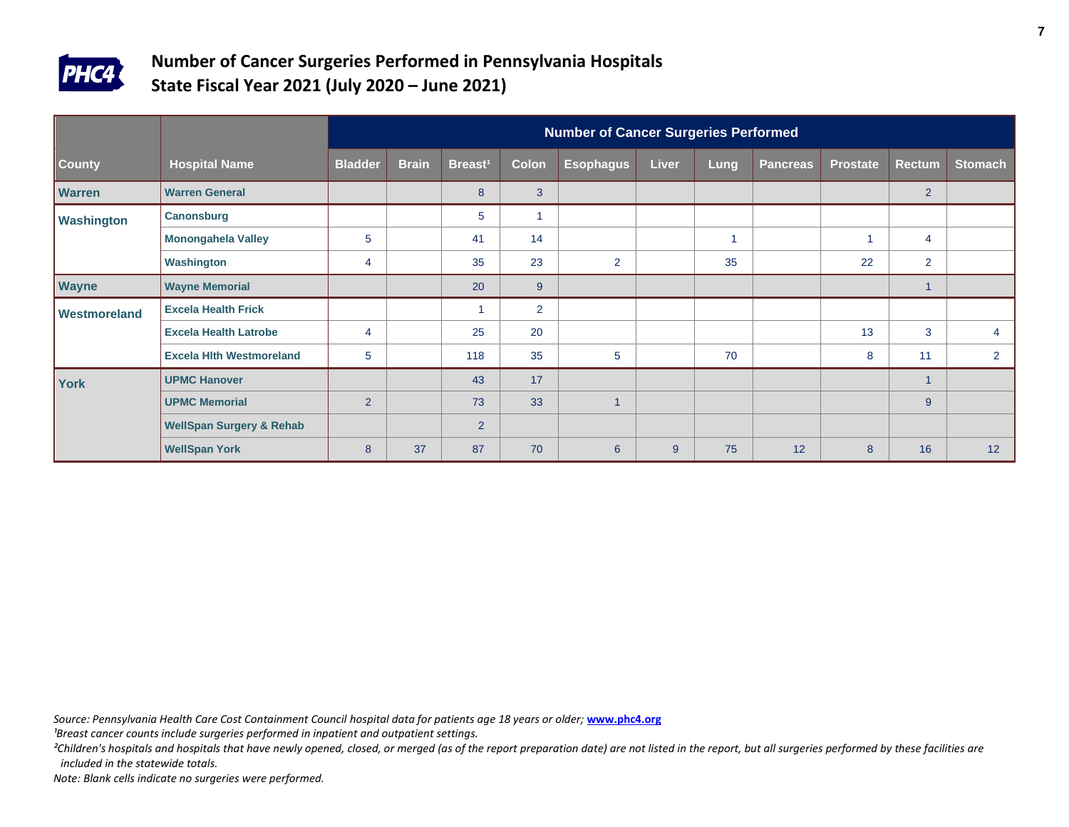## Number of Cancer Surgeries Performed in Pennsylvania Hospitals
## State Fiscal Year 2021 (July 2020 – June 2021)

| | | Number of Cancer Surgeries Performed | | | | | | | | | | |
|---|---|---|---|---|---|---|---|---|---|---|---|---|
| County | Hospital Name | Bladder | Brain | Breast[1] | Colon | Esophagus | Liver | Lung | Pancreas | Prostate | Rectum | Stomach |
| Warren | Warren General | | | 8 | 3 | | | | | | 2 | |
| Washington | Canonsburg | | | 5 | 1 | | | | | | | |
| | Monongahela Valley | 5 | | 41 | 14 | | | 1 | | 1 | 4 | |
| | Washington | 4 | | 35 | 23 | 2 | | 35 | | 22 | 2 | |
| Wayne | Wayne Memorial | | | 20 | 9 | | | | | | 1 | |
| Westmoreland | Excela Health Frick | | | 1 | 2 | | | | | | | |
| | Excela Health Latrobe | 4 | | 25 | 20 | | | | | 13 | 3 | 4 |
| | Excela Hlth Westmoreland | 5 | | 118 | 35 | 5 | | 70 | | 8 | 11 | 2 |
| York | UPMC Hanover | | | 43 | 17 | | | | | | 1 | |
| | UPMC Memorial | 2 | | 73 | 33 | 1 | | | | | 9 | |
| | WellSpan Surgery & Rehab | | | 2 | | | | | | | | |
| | WellSpan York | 8 | 37 | 87 | 70 | 6 | 9 | 75 | 12 | 8 | 16 | 12 |

*Source: Pennsylvania Health Care Cost Containment Council hospital data for patients age 18 years or older;* **www.phc4.org**

*[1]Breast cancer counts include surgeries performed in inpatient and outpatient settings.*

*[2]Children's hospitals and hospitals that have newly opened, closed, or merged (as of the report preparation date) are not listed in the report, but all surgeries performed by these facilities are included in the statewide totals.*

*Note: Blank cells indicate no surgeries were performed.*